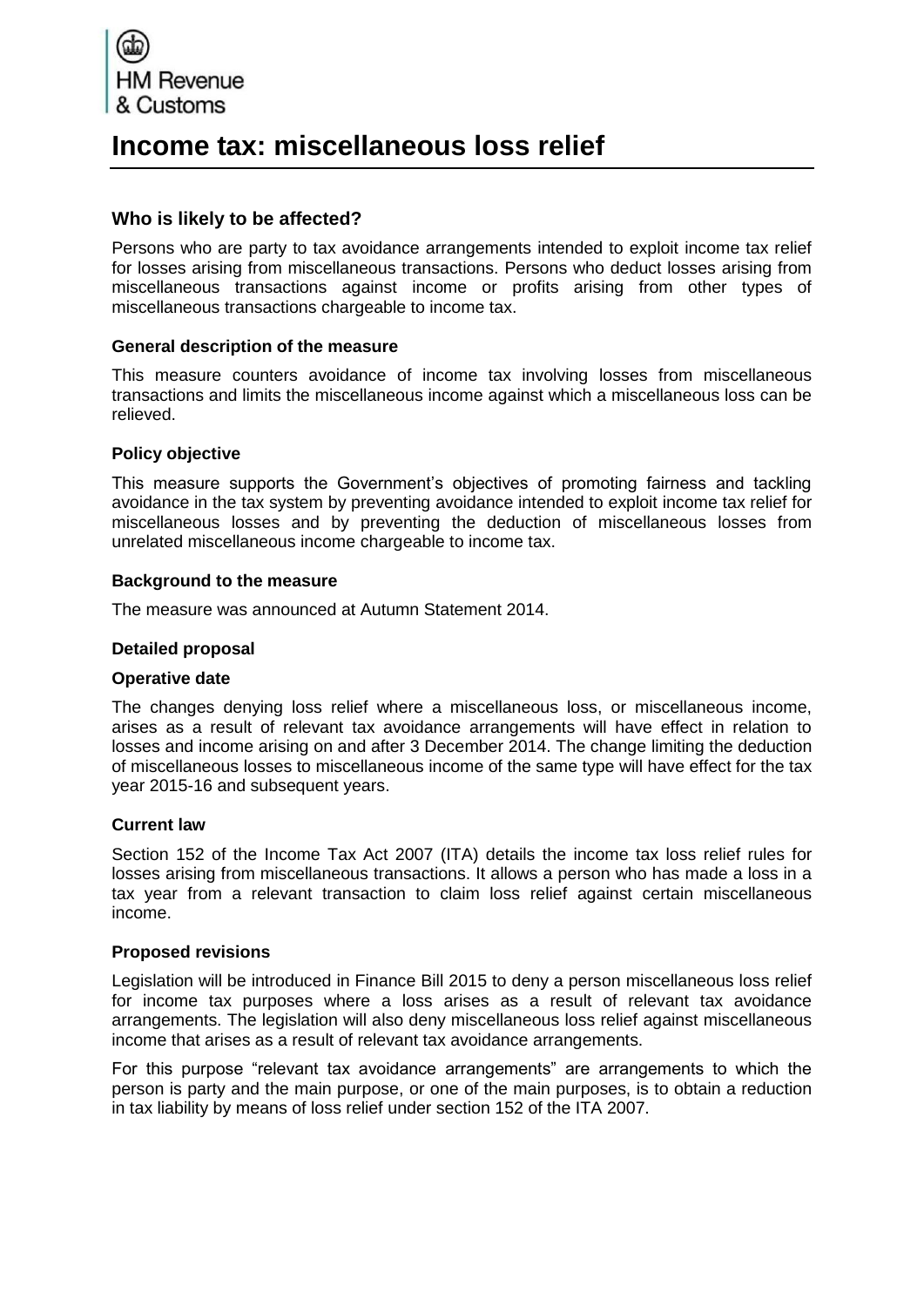HM Revenue & Customs

# Income tax: miscellaneous loss relief

## Who is likely to be affected?

Persons who are party to tax avoidance arrangements intended to exploit income tax relief for losses arising from miscellaneous transactions. Persons who deduct losses arising from miscellaneous transactions against income or profits arising from other types of miscellaneous transactions chargeable to income tax.

### General description of the measure

This measure counters avoidance of income tax involving losses from miscellaneous transactions and limits the miscellaneous income against which a miscellaneous loss can be relieved.

### Policy objective

This measure supports the Government's objectives of promoting fairness and tackling avoidance in the tax system by preventing avoidance intended to exploit income tax relief for miscellaneous losses and by preventing the deduction of miscellaneous losses from unrelated miscellaneous income chargeable to income tax.

### Background to the measure

The measure was announced at Autumn Statement 2014.

### Detailed proposal

### Operative date

The changes denying loss relief where a miscellaneous loss, or miscellaneous income, arises as a result of relevant tax avoidance arrangements will have effect in relation to losses and income arising on and after 3 December 2014. The change limiting the deduction of miscellaneous losses to miscellaneous income of the same type will have effect for the tax year 2015-16 and subsequent years.

### Current law

Section 152 of the Income Tax Act 2007 (ITA) details the income tax loss relief rules for losses arising from miscellaneous transactions. It allows a person who has made a loss in a tax year from a relevant transaction to claim loss relief against certain miscellaneous income.

### Proposed revisions

Legislation will be introduced in Finance Bill 2015 to deny a person miscellaneous loss relief for income tax purposes where a loss arises as a result of relevant tax avoidance arrangements. The legislation will also deny miscellaneous loss relief against miscellaneous income that arises as a result of relevant tax avoidance arrangements.

For this purpose "relevant tax avoidance arrangements" are arrangements to which the person is party and the main purpose, or one of the main purposes, is to obtain a reduction in tax liability by means of loss relief under section 152 of the ITA 2007.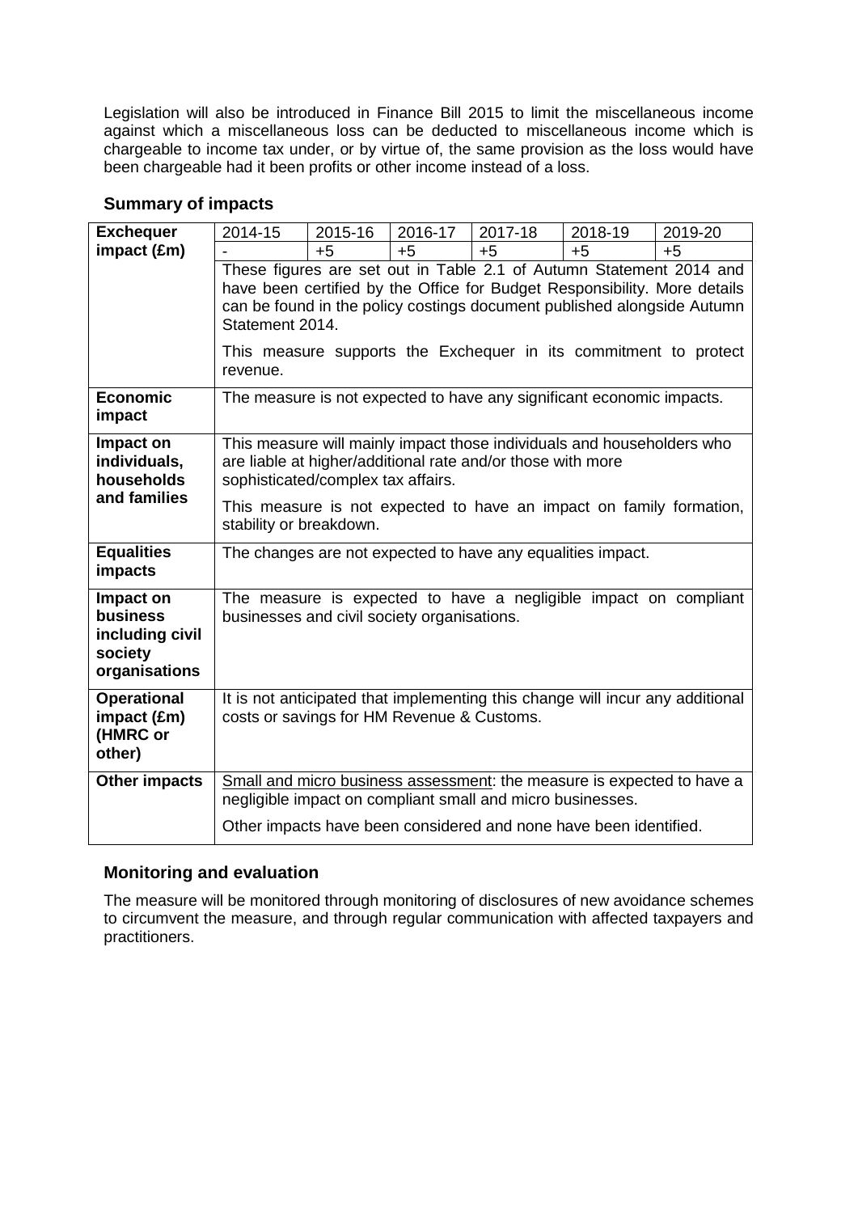Legislation will also be introduced in Finance Bill 2015 to limit the miscellaneous income against which a miscellaneous loss can be deducted to miscellaneous income which is chargeable to income tax under, or by virtue of, the same provision as the loss would have been chargeable had it been profits or other income instead of a loss.

## Summary of impacts

| | | | | | | |
|---|---|---|---|---|---|---|
| **Exchequer impact (£m)** | 2014-15 | 2015-16 | 2016-17 | 2017-18 | 2018-19 | 2019-20 |
| | - | +5 | +5 | +5 | +5 | +5 |
| | These figures are set out in Table 2.1 of Autumn Statement 2014 and have been certified by the Office for Budget Responsibility. More details can be found in the policy costings document published alongside Autumn Statement 2014.<br><br>This measure supports the Exchequer in its commitment to protect revenue. | | | | | |
| **Economic impact** | The measure is not expected to have any significant economic impacts. | | | | | |
| **Impact on individuals, households and families** | This measure will mainly impact those individuals and householders who are liable at higher/additional rate and/or those with more sophisticated/complex tax affairs.<br><br>This measure is not expected to have an impact on family formation, stability or breakdown. | | | | | |
| **Equalities impacts** | The changes are not expected to have any equalities impact. | | | | | |
| **Impact on business including civil society organisations** | The measure is expected to have a negligible impact on compliant businesses and civil society organisations. | | | | | |
| **Operational impact (£m) (HMRC or other)** | It is not anticipated that implementing this change will incur any additional costs or savings for HM Revenue & Customs. | | | | | |
| **Other impacts** | Small and micro business assessment: the measure is expected to have a negligible impact on compliant small and micro businesses.<br><br>Other impacts have been considered and none have been identified. | | | | | |

## Monitoring and evaluation

The measure will be monitored through monitoring of disclosures of new avoidance schemes to circumvent the measure, and through regular communication with affected taxpayers and practitioners.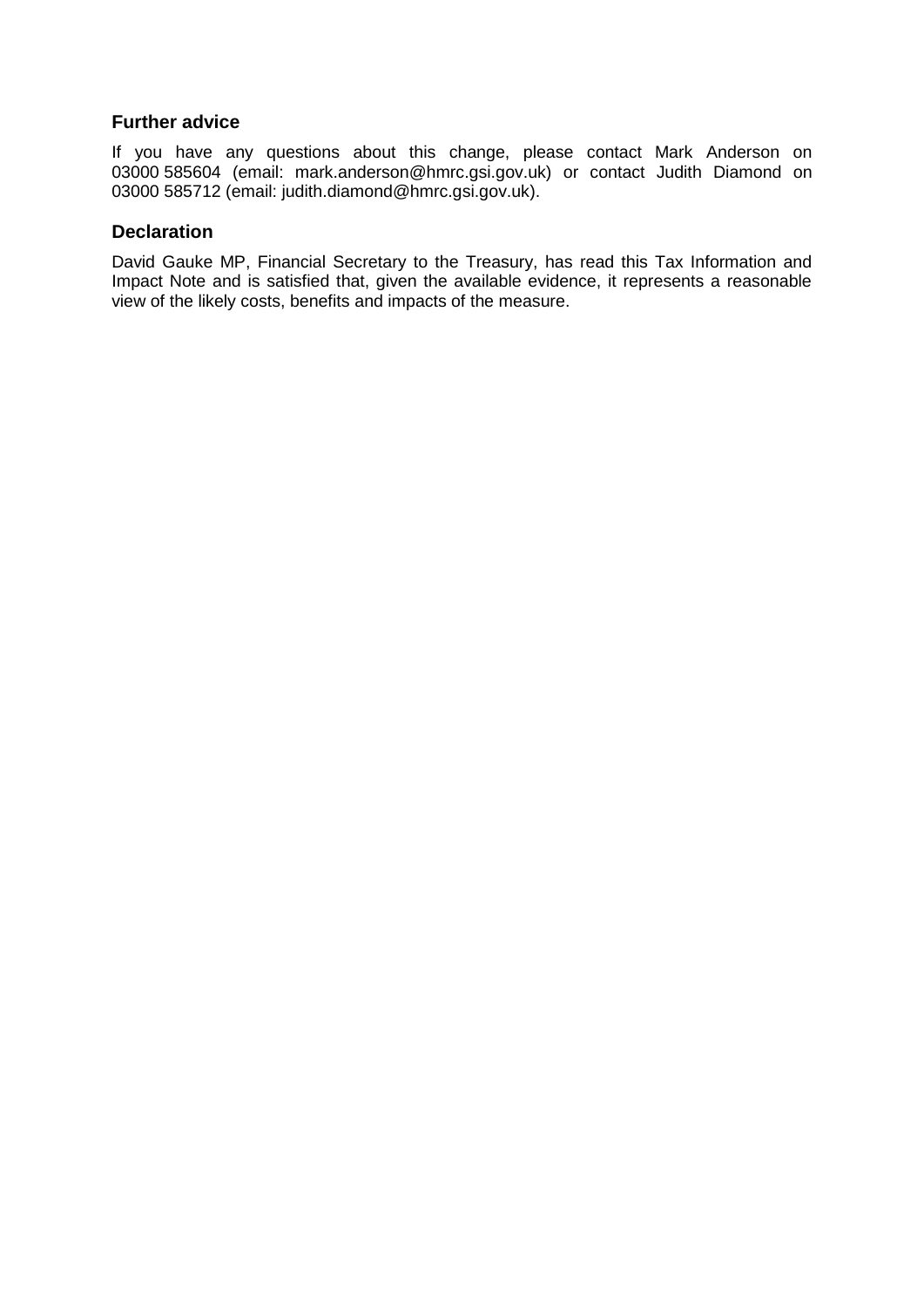### Further advice

If you have any questions about this change, please contact Mark Anderson on 03000 585604 (email: mark.anderson@hmrc.gsi.gov.uk) or contact Judith Diamond on 03000 585712 (email: judith.diamond@hmrc.gsi.gov.uk).

### Declaration

David Gauke MP, Financial Secretary to the Treasury, has read this Tax Information and Impact Note and is satisfied that, given the available evidence, it represents a reasonable view of the likely costs, benefits and impacts of the measure.